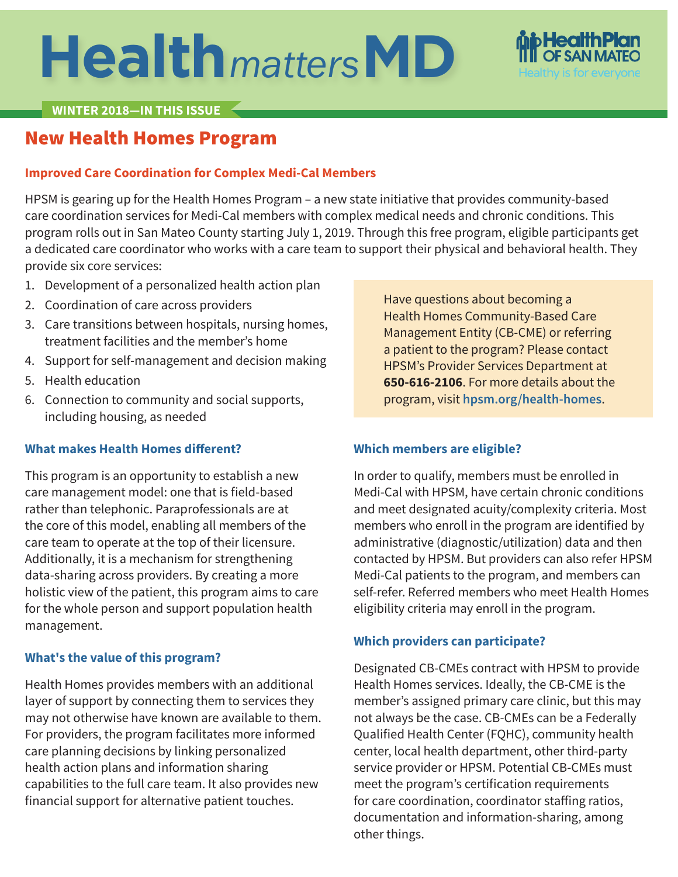# Health*matters*MD

HealthPlan OF SAN MATEO
Healthy is for everyone

**WINTER 2018—IN THIS ISSUE**

## New Health Homes Program

### Improved Care Coordination for Complex Medi-Cal Members

HPSM is gearing up for the Health Homes Program – a new state initiative that provides community-based care coordination services for Medi-Cal members with complex medical needs and chronic conditions. This program rolls out in San Mateo County starting July 1, 2019. Through this free program, eligible participants get a dedicated care coordinator who works with a care team to support their physical and behavioral health. They provide six core services:

1. Development of a personalized health action plan
2. Coordination of care across providers
3. Care transitions between hospitals, nursing homes, treatment facilities and the member's home
4. Support for self-management and decision making
5. Health education
6. Connection to community and social supports, including housing, as needed

> Have questions about becoming a Health Homes Community-Based Care Management Entity (CB-CME) or referring a patient to the program? Please contact HPSM's Provider Services Department at **650-616-2106**. For more details about the program, visit **hpsm.org/health-homes**.

### What makes Health Homes different?

This program is an opportunity to establish a new care management model: one that is field-based rather than telephonic. Paraprofessionals are at the core of this model, enabling all members of the care team to operate at the top of their licensure. Additionally, it is a mechanism for strengthening data-sharing across providers. By creating a more holistic view of the patient, this program aims to care for the whole person and support population health management.

### What's the value of this program?

Health Homes provides members with an additional layer of support by connecting them to services they may not otherwise have known are available to them. For providers, the program facilitates more informed care planning decisions by linking personalized health action plans and information sharing capabilities to the full care team. It also provides new financial support for alternative patient touches.

### Which members are eligible?

In order to qualify, members must be enrolled in Medi-Cal with HPSM, have certain chronic conditions and meet designated acuity/complexity criteria. Most members who enroll in the program are identified by administrative (diagnostic/utilization) data and then contacted by HPSM. But providers can also refer HPSM Medi-Cal patients to the program, and members can self-refer. Referred members who meet Health Homes eligibility criteria may enroll in the program.

### Which providers can participate?

Designated CB-CMEs contract with HPSM to provide Health Homes services. Ideally, the CB-CME is the member's assigned primary care clinic, but this may not always be the case. CB-CMEs can be a Federally Qualified Health Center (FQHC), community health center, local health department, other third-party service provider or HPSM. Potential CB-CMEs must meet the program's certification requirements for care coordination, coordinator staffing ratios, documentation and information-sharing, among other things.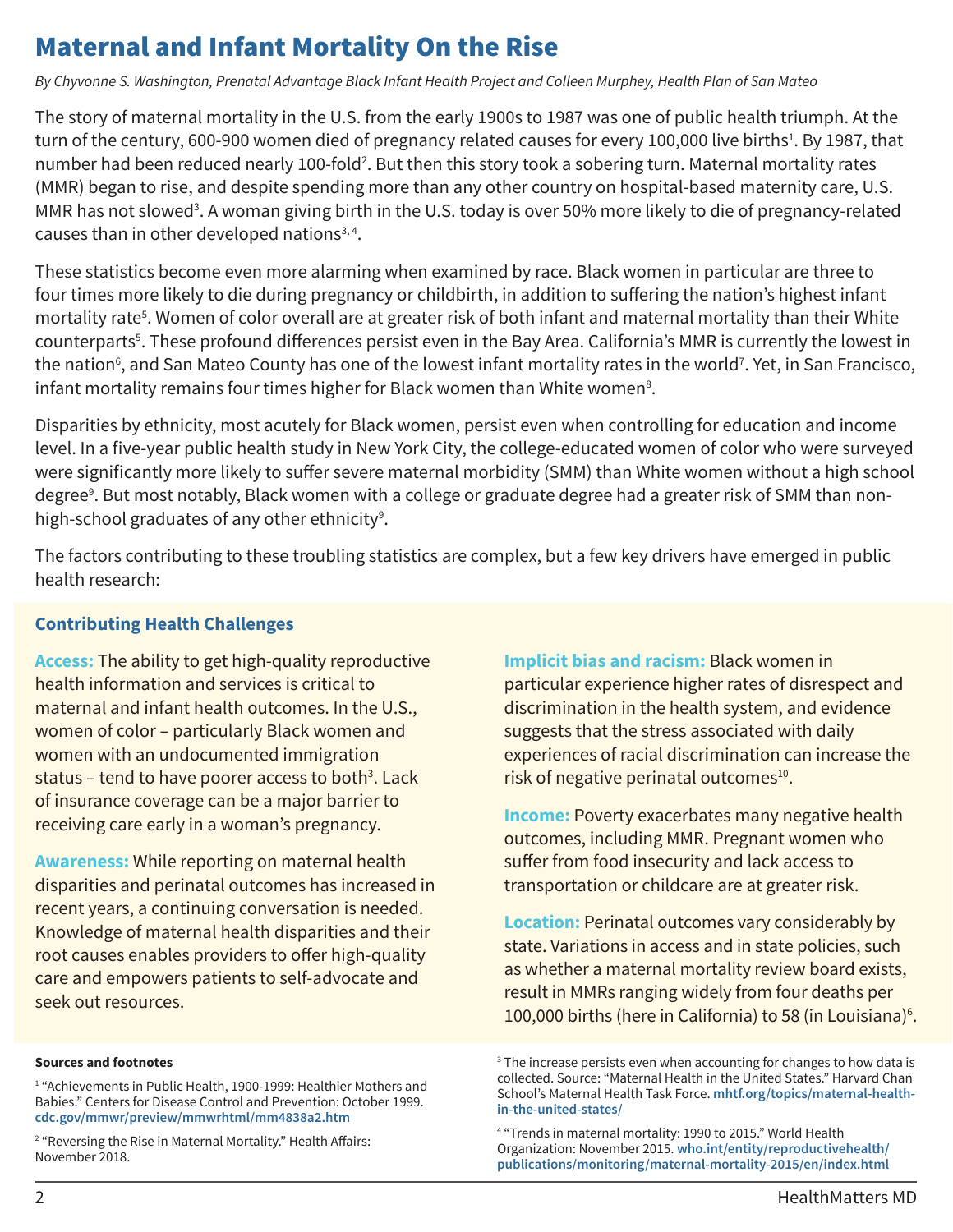# Maternal and Infant Mortality On the Rise

*By Chyvonne S. Washington, Prenatal Advantage Black Infant Health Project and Colleen Murphey, Health Plan of San Mateo*

The story of maternal mortality in the U.S. from the early 1900s to 1987 was one of public health triumph. At the turn of the century, 600-900 women died of pregnancy related causes for every 100,000 live births[1]. By 1987, that number had been reduced nearly 100-fold[2]. But then this story took a sobering turn. Maternal mortality rates (MMR) began to rise, and despite spending more than any other country on hospital-based maternity care, U.S. MMR has not slowed[3]. A woman giving birth in the U.S. today is over 50% more likely to die of pregnancy-related causes than in other developed nations[3, 4].

These statistics become even more alarming when examined by race. Black women in particular are three to four times more likely to die during pregnancy or childbirth, in addition to suffering the nation's highest infant mortality rate[5]. Women of color overall are at greater risk of both infant and maternal mortality than their White counterparts[5]. These profound differences persist even in the Bay Area. California's MMR is currently the lowest in the nation[6], and San Mateo County has one of the lowest infant mortality rates in the world[7]. Yet, in San Francisco, infant mortality remains four times higher for Black women than White women[8].

Disparities by ethnicity, most acutely for Black women, persist even when controlling for education and income level. In a five-year public health study in New York City, the college-educated women of color who were surveyed were significantly more likely to suffer severe maternal morbidity (SMM) than White women without a high school degree[9]. But most notably, Black women with a college or graduate degree had a greater risk of SMM than non-high-school graduates of any other ethnicity[9].

The factors contributing to these troubling statistics are complex, but a few key drivers have emerged in public health research:

## Contributing Health Challenges

**Access:** The ability to get high-quality reproductive health information and services is critical to maternal and infant health outcomes. In the U.S., women of color – particularly Black women and women with an undocumented immigration status – tend to have poorer access to both[3]. Lack of insurance coverage can be a major barrier to receiving care early in a woman's pregnancy.

**Awareness:** While reporting on maternal health disparities and perinatal outcomes has increased in recent years, a continuing conversation is needed. Knowledge of maternal health disparities and their root causes enables providers to offer high-quality care and empowers patients to self-advocate and seek out resources.

**Implicit bias and racism:** Black women in particular experience higher rates of disrespect and discrimination in the health system, and evidence suggests that the stress associated with daily experiences of racial discrimination can increase the risk of negative perinatal outcomes[10].

**Income:** Poverty exacerbates many negative health outcomes, including MMR. Pregnant women who suffer from food insecurity and lack access to transportation or childcare are at greater risk.

**Location:** Perinatal outcomes vary considerably by state. Variations in access and in state policies, such as whether a maternal mortality review board exists, result in MMRs ranging widely from four deaths per 100,000 births (here in California) to 58 (in Louisiana)[6].

#### Sources and footnotes

[1] "Achievements in Public Health, 1900-1999: Healthier Mothers and Babies." Centers for Disease Control and Prevention: October 1999. cdc.gov/mmwr/preview/mmwrhtml/mm4838a2.htm

[2] "Reversing the Rise in Maternal Mortality." Health Affairs: November 2018.

[3] The increase persists even when accounting for changes to how data is collected. Source: "Maternal Health in the United States." Harvard Chan School's Maternal Health Task Force. mhtf.org/topics/maternal-health-in-the-united-states/

[4] "Trends in maternal mortality: 1990 to 2015." World Health Organization: November 2015. who.int/entity/reproductivehealth/publications/monitoring/maternal-mortality-2015/en/index.html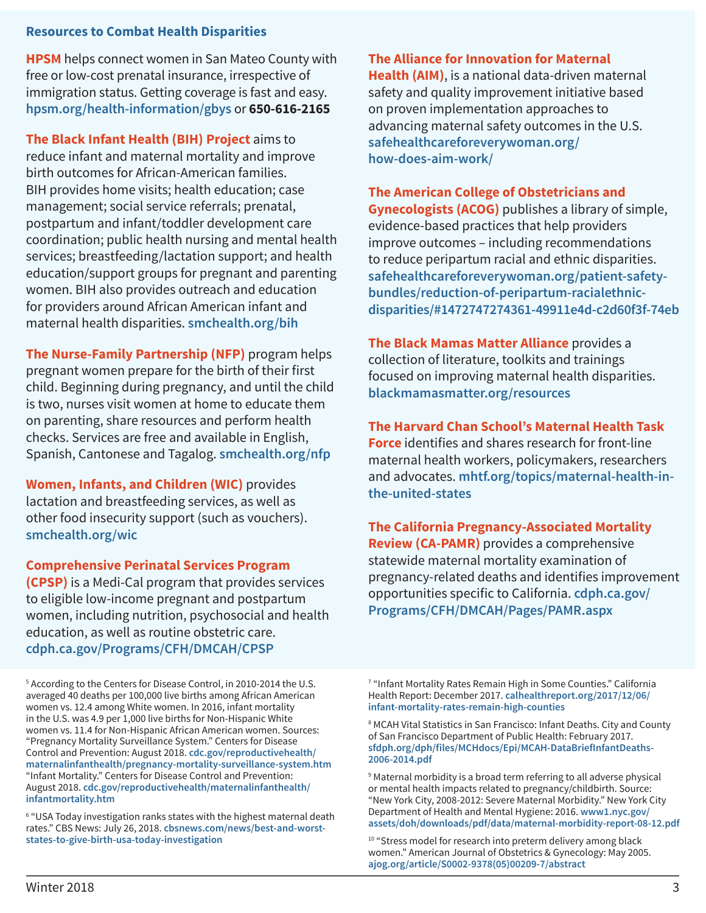## Resources to Combat Health Disparities

**HPSM** helps connect women in San Mateo County with free or low-cost prenatal insurance, irrespective of immigration status. Getting coverage is fast and easy. **hpsm.org/health-information/gbys** or **650-616-2165**

**The Black Infant Health (BIH) Project** aims to reduce infant and maternal mortality and improve birth outcomes for African-American families. BIH provides home visits; health education; case management; social service referrals; prenatal, postpartum and infant/toddler development care coordination; public health nursing and mental health services; breastfeeding/lactation support; and health education/support groups for pregnant and parenting women. BIH also provides outreach and education for providers around African American infant and maternal health disparities. **smchealth.org/bih**

**The Nurse-Family Partnership (NFP)** program helps pregnant women prepare for the birth of their first child. Beginning during pregnancy, and until the child is two, nurses visit women at home to educate them on parenting, share resources and perform health checks. Services are free and available in English, Spanish, Cantonese and Tagalog. **smchealth.org/nfp**

**Women, Infants, and Children (WIC)** provides lactation and breastfeeding services, as well as other food insecurity support (such as vouchers). **smchealth.org/wic**

**Comprehensive Perinatal Services Program (CPSP)** is a Medi-Cal program that provides services to eligible low-income pregnant and postpartum women, including nutrition, psychosocial and health education, as well as routine obstetric care. **cdph.ca.gov/Programs/CFH/DMCAH/CPSP**

**The Alliance for Innovation for Maternal Health (AIM)**, is a national data-driven maternal safety and quality improvement initiative based on proven implementation approaches to advancing maternal safety outcomes in the U.S. **safehealthcareforeverywoman.org/how-does-aim-work/**

**The American College of Obstetricians and Gynecologists (ACOG)** publishes a library of simple, evidence-based practices that help providers improve outcomes – including recommendations to reduce peripartum racial and ethnic disparities. **safehealthcareforeverywoman.org/patient-safety-bundles/reduction-of-peripartum-racialethnic-disparities/#1472747274361-49911e4d-c2d60f3f-74eb**

**The Black Mamas Matter Alliance** provides a collection of literature, toolkits and trainings focused on improving maternal health disparities. **blackmamasmatter.org/resources**

**The Harvard Chan School's Maternal Health Task Force** identifies and shares research for front-line maternal health workers, policymakers, researchers and advocates. **mhtf.org/topics/maternal-health-in-the-united-states**

**The California Pregnancy-Associated Mortality Review (CA-PAMR)** provides a comprehensive statewide maternal mortality examination of pregnancy-related deaths and identifies improvement opportunities specific to California. **cdph.ca.gov/Programs/CFH/DMCAH/Pages/PAMR.aspx**

---

[5] According to the Centers for Disease Control, in 2010-2014 the U.S. averaged 40 deaths per 100,000 live births among African American women vs. 12.4 among White women. In 2016, infant mortality in the U.S. was 4.9 per 1,000 live births for Non-Hispanic White women vs. 11.4 for Non-Hispanic African American women. Sources: "Pregnancy Mortality Surveillance System." Centers for Disease Control and Prevention: August 2018. **cdc.gov/reproductivehealth/maternalinfanthealth/pregnancy-mortality-surveillance-system.htm** "Infant Mortality." Centers for Disease Control and Prevention: August 2018. **cdc.gov/reproductivehealth/maternalinfanthealth/infantmortality.htm**

[6] "USA Today investigation ranks states with the highest maternal death rates." CBS News: July 26, 2018. **cbsnews.com/news/best-and-worst-states-to-give-birth-usa-today-investigation**

[7] "Infant Mortality Rates Remain High in Some Counties." California Health Report: December 2017. **calhealthreport.org/2017/12/06/infant-mortality-rates-remain-high-counties**

[8] MCAH Vital Statistics in San Francisco: Infant Deaths. City and County of San Francisco Department of Public Health: February 2017. **sfdph.org/dph/files/MCHdocs/Epi/MCAH-DataBriefInfantDeaths-2006-2014.pdf**

[9] Maternal morbidity is a broad term referring to all adverse physical or mental health impacts related to pregnancy/childbirth. Source: "New York City, 2008-2012: Severe Maternal Morbidity." New York City Department of Health and Mental Hygiene: 2016. **www1.nyc.gov/assets/doh/downloads/pdf/data/maternal-morbidity-report-08-12.pdf**

[10] "Stress model for research into preterm delivery among black women." American Journal of Obstetrics & Gynecology: May 2005. **ajog.org/article/S0002-9378(05)00209-7/abstract**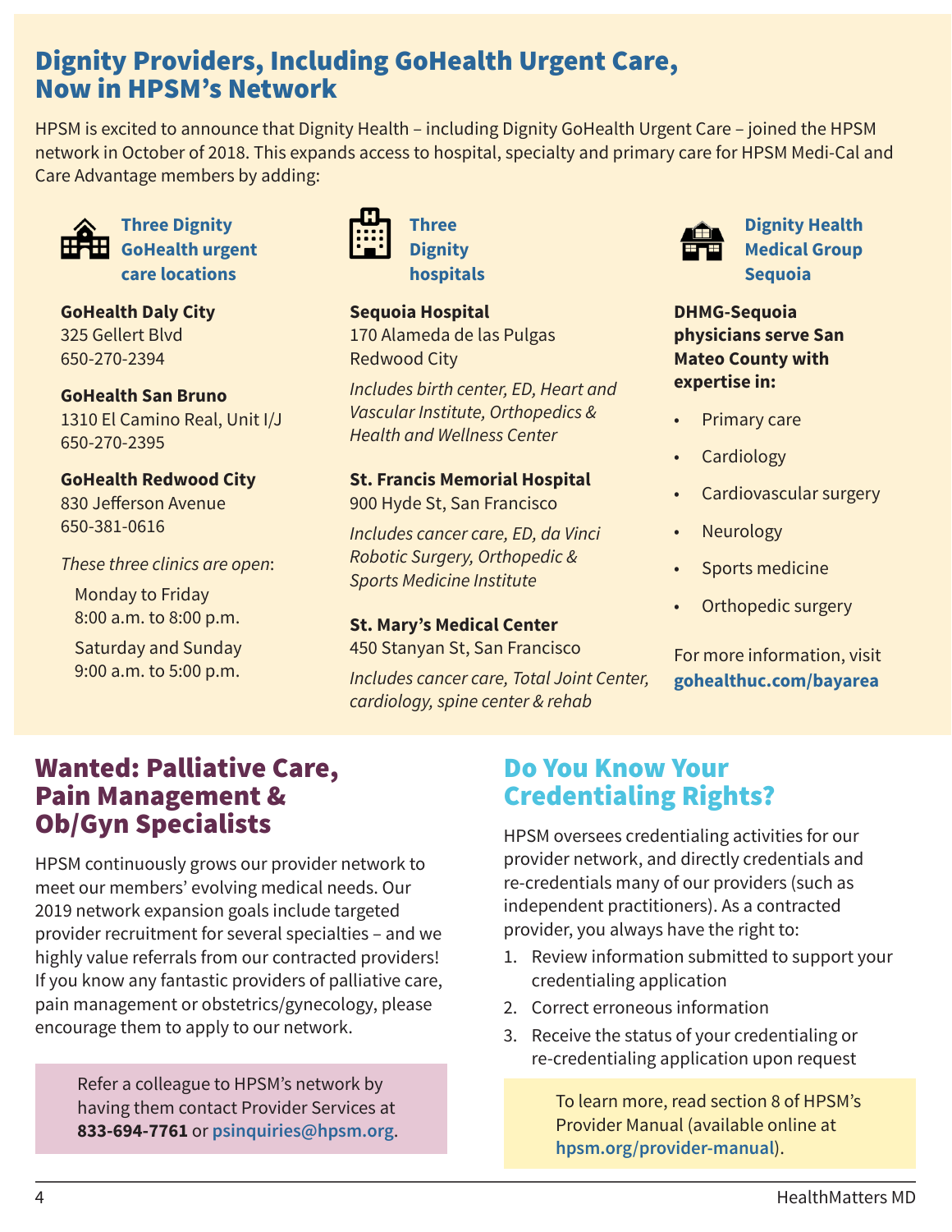## Dignity Providers, Including GoHealth Urgent Care, Now in HPSM's Network

HPSM is excited to announce that Dignity Health – including Dignity GoHealth Urgent Care – joined the HPSM network in October of 2018. This expands access to hospital, specialty and primary care for HPSM Medi-Cal and Care Advantage members by adding:

### Three Dignity GoHealth urgent care locations

**GoHealth Daly City**
325 Gellert Blvd
650-270-2394

**GoHealth San Bruno**
1310 El Camino Real, Unit I/J
650-270-2395

**GoHealth Redwood City**
830 Jefferson Avenue
650-381-0616

*These three clinics are open*:

Monday to Friday
8:00 a.m. to 8:00 p.m.

Saturday and Sunday
9:00 a.m. to 5:00 p.m.

### Three Dignity hospitals

**Sequoia Hospital**
170 Alameda de las Pulgas
Redwood City

*Includes birth center, ED, Heart and Vascular Institute, Orthopedics & Health and Wellness Center*

**St. Francis Memorial Hospital**
900 Hyde St, San Francisco

*Includes cancer care, ED, da Vinci Robotic Surgery, Orthopedic & Sports Medicine Institute*

**St. Mary's Medical Center**
450 Stanyan St, San Francisco

*Includes cancer care, Total Joint Center, cardiology, spine center & rehab*

### Dignity Health Medical Group Sequoia

**DHMG-Sequoia physicians serve San Mateo County with expertise in:**

- Primary care
- Cardiology
- Cardiovascular surgery
- Neurology
- Sports medicine
- Orthopedic surgery

For more information, visit **gohealthuc.com/bayarea**

## Wanted: Palliative Care, Pain Management & Ob/Gyn Specialists

HPSM continuously grows our provider network to meet our members' evolving medical needs. Our 2019 network expansion goals include targeted provider recruitment for several specialties – and we highly value referrals from our contracted providers! If you know any fantastic providers of palliative care, pain management or obstetrics/gynecology, please encourage them to apply to our network.

Refer a colleague to HPSM's network by having them contact Provider Services at **833-694-7761** or **psinquiries@hpsm.org**.

## Do You Know Your Credentialing Rights?

HPSM oversees credentialing activities for our provider network, and directly credentials and re-credentials many of our providers (such as independent practitioners). As a contracted provider, you always have the right to:

1. Review information submitted to support your credentialing application
2. Correct erroneous information
3. Receive the status of your credentialing or re-credentialing application upon request

To learn more, read section 8 of HPSM's Provider Manual (available online at **hpsm.org/provider-manual**).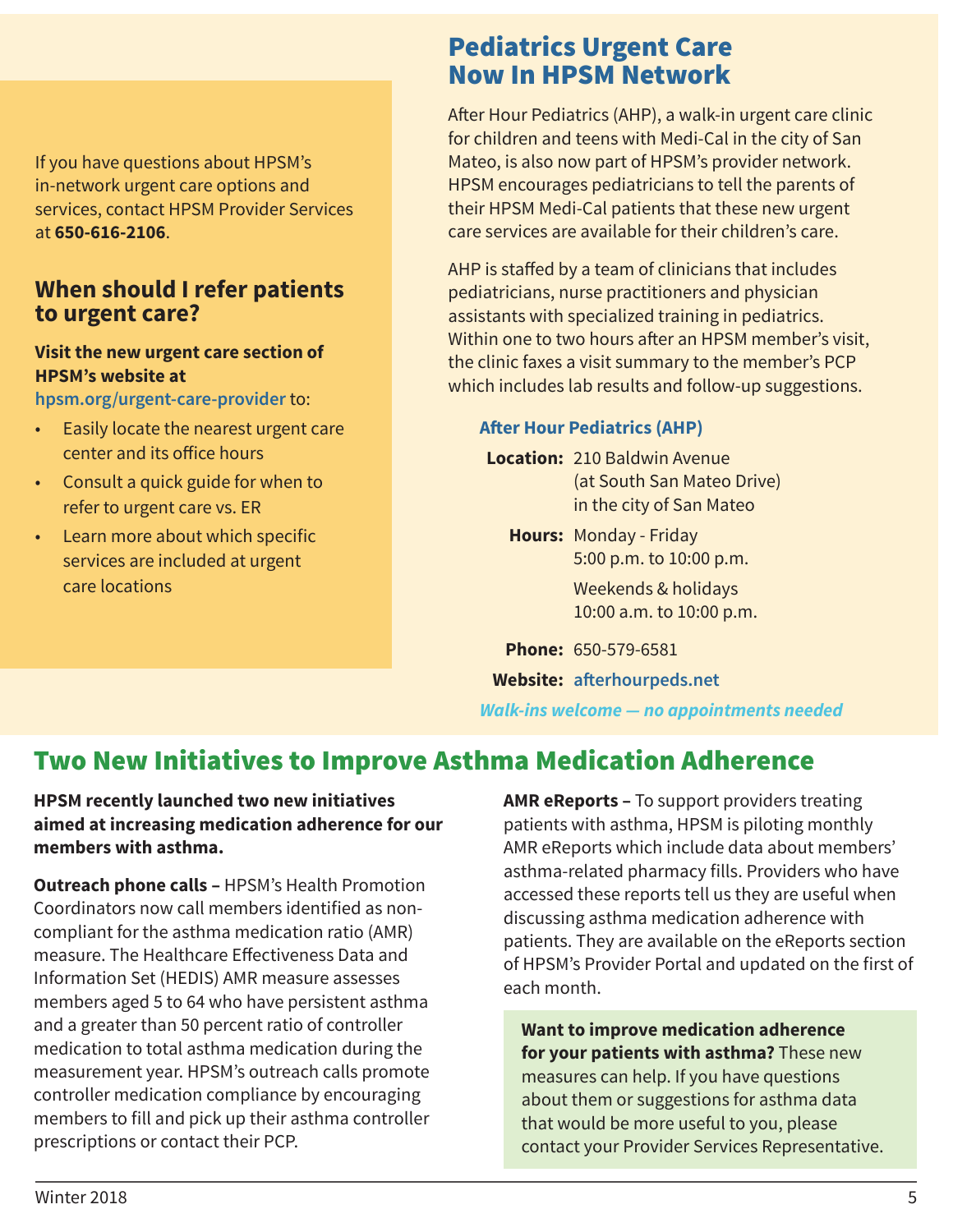If you have questions about HPSM's in-network urgent care options and services, contact HPSM Provider Services at **650-616-2106**.

### When should I refer patients to urgent care?

**Visit the new urgent care section of HPSM's website at** hpsm.org/urgent-care-provider to:

- Easily locate the nearest urgent care center and its office hours
- Consult a quick guide for when to refer to urgent care vs. ER
- Learn more about which specific services are included at urgent care locations

## Pediatrics Urgent Care Now In HPSM Network

After Hour Pediatrics (AHP), a walk-in urgent care clinic for children and teens with Medi-Cal in the city of San Mateo, is also now part of HPSM's provider network. HPSM encourages pediatricians to tell the parents of their HPSM Medi-Cal patients that these new urgent care services are available for their children's care.

AHP is staffed by a team of clinicians that includes pediatricians, nurse practitioners and physician assistants with specialized training in pediatrics. Within one to two hours after an HPSM member's visit, the clinic faxes a visit summary to the member's PCP which includes lab results and follow-up suggestions.

**After Hour Pediatrics (AHP)**

**Location:** 210 Baldwin Avenue (at South San Mateo Drive) in the city of San Mateo

**Hours:** Monday - Friday 5:00 p.m. to 10:00 p.m.

Weekends & holidays 10:00 a.m. to 10:00 p.m.

**Phone:** 650-579-6581

**Website:** afterhourpeds.net

***Walk-ins welcome — no appointments needed***

## Two New Initiatives to Improve Asthma Medication Adherence

**HPSM recently launched two new initiatives aimed at increasing medication adherence for our members with asthma.**

**Outreach phone calls –** HPSM's Health Promotion Coordinators now call members identified as non-compliant for the asthma medication ratio (AMR) measure. The Healthcare Effectiveness Data and Information Set (HEDIS) AMR measure assesses members aged 5 to 64 who have persistent asthma and a greater than 50 percent ratio of controller medication to total asthma medication during the measurement year. HPSM's outreach calls promote controller medication compliance by encouraging members to fill and pick up their asthma controller prescriptions or contact their PCP.

**AMR eReports –** To support providers treating patients with asthma, HPSM is piloting monthly AMR eReports which include data about members' asthma-related pharmacy fills. Providers who have accessed these reports tell us they are useful when discussing asthma medication adherence with patients. They are available on the eReports section of HPSM's Provider Portal and updated on the first of each month.

**Want to improve medication adherence for your patients with asthma?** These new measures can help. If you have questions about them or suggestions for asthma data that would be more useful to you, please contact your Provider Services Representative.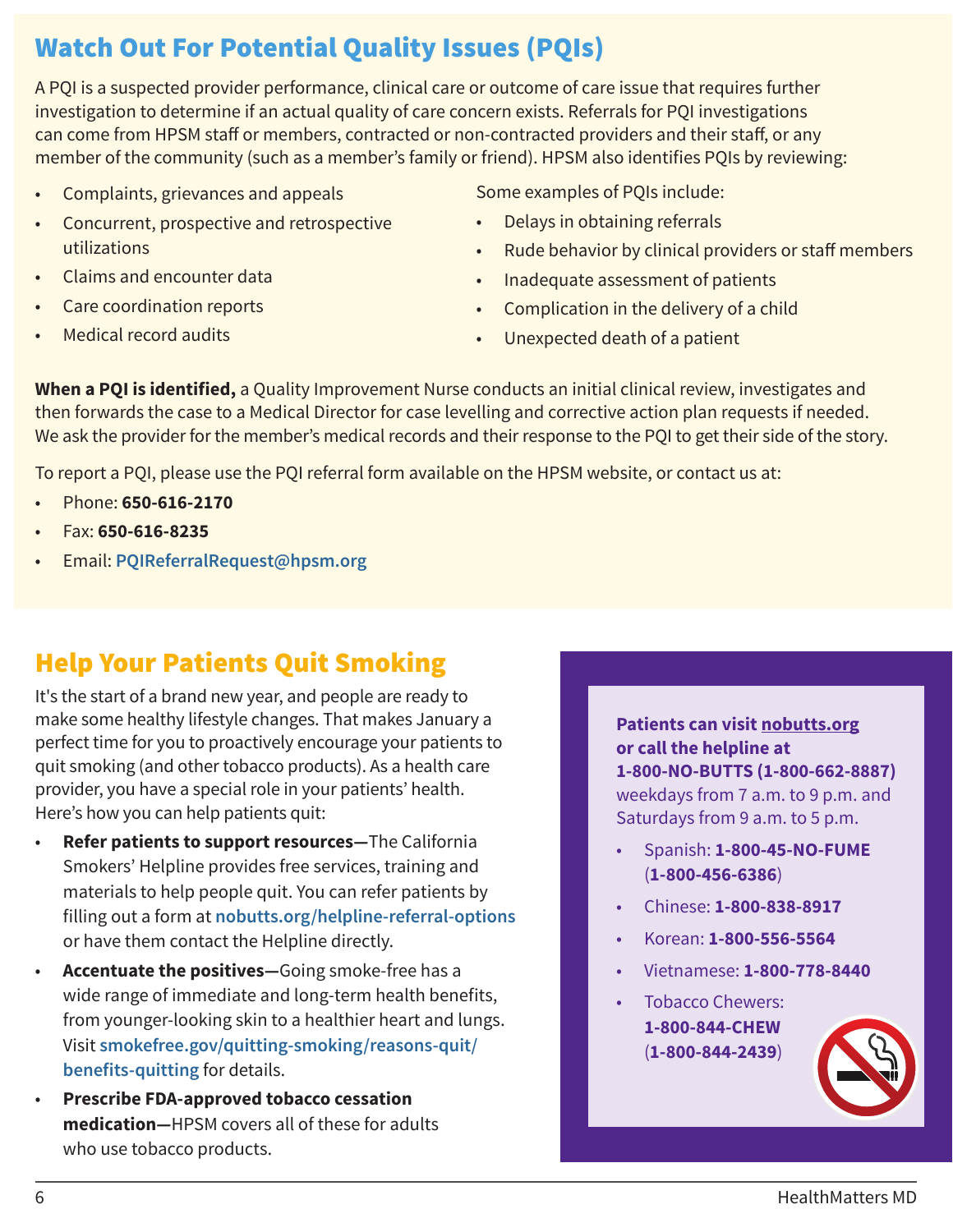## Watch Out For Potential Quality Issues (PQIs)

A PQI is a suspected provider performance, clinical care or outcome of care issue that requires further investigation to determine if an actual quality of care concern exists. Referrals for PQI investigations can come from HPSM staff or members, contracted or non-contracted providers and their staff, or any member of the community (such as a member's family or friend). HPSM also identifies PQIs by reviewing:

- Complaints, grievances and appeals
- Concurrent, prospective and retrospective utilizations
- Claims and encounter data
- Care coordination reports
- Medical record audits

Some examples of PQIs include:

- Delays in obtaining referrals
- Rude behavior by clinical providers or staff members
- Inadequate assessment of patients
- Complication in the delivery of a child
- Unexpected death of a patient

**When a PQI is identified,** a Quality Improvement Nurse conducts an initial clinical review, investigates and then forwards the case to a Medical Director for case levelling and corrective action plan requests if needed. We ask the provider for the member's medical records and their response to the PQI to get their side of the story.

To report a PQI, please use the PQI referral form available on the HPSM website, or contact us at:

- Phone: **650-616-2170**
- Fax: **650-616-8235**
- Email: **PQIReferralRequest@hpsm.org**

## Help Your Patients Quit Smoking

It's the start of a brand new year, and people are ready to make some healthy lifestyle changes. That makes January a perfect time for you to proactively encourage your patients to quit smoking (and other tobacco products). As a health care provider, you have a special role in your patients' health. Here's how you can help patients quit:

- **Refer patients to support resources—**The California Smokers' Helpline provides free services, training and materials to help people quit. You can refer patients by filling out a form at **nobutts.org/helpline-referral-options** or have them contact the Helpline directly.
- **Accentuate the positives—**Going smoke-free has a wide range of immediate and long-term health benefits, from younger-looking skin to a healthier heart and lungs. Visit **smokefree.gov/quitting-smoking/reasons-quit/benefits-quitting** for details.
- **Prescribe FDA-approved tobacco cessation medication—**HPSM covers all of these for adults who use tobacco products.

**Patients can visit nobutts.org or call the helpline at 1-800-NO-BUTTS (1-800-662-8887)** weekdays from 7 a.m. to 9 p.m. and Saturdays from 9 a.m. to 5 p.m.

- Spanish: **1-800-45-NO-FUME** (**1-800-456-6386**)
- Chinese: **1-800-838-8917**
- Korean: **1-800-556-5564**
- Vietnamese: **1-800-778-8440**
- Tobacco Chewers: **1-800-844-CHEW** (**1-800-844-2439**)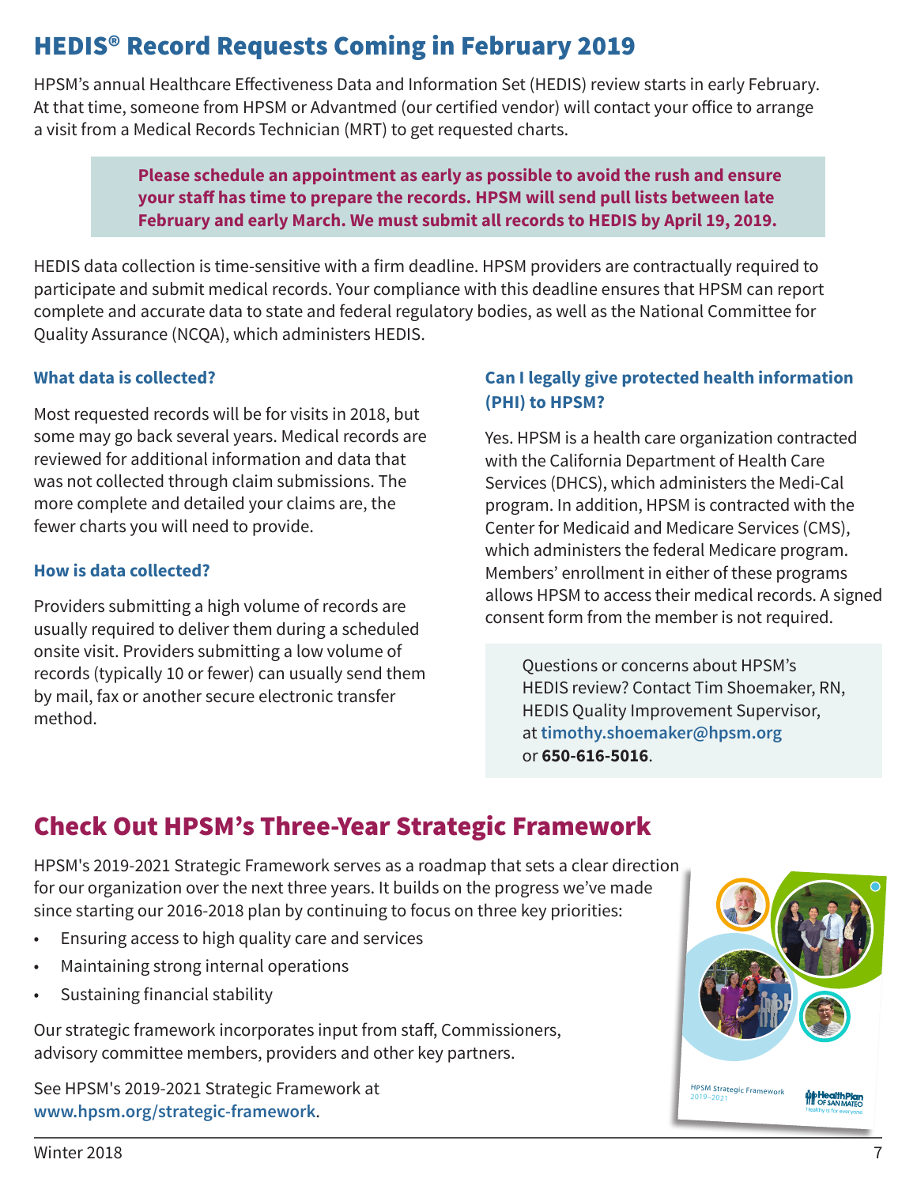## HEDIS® Record Requests Coming in February 2019

HPSM's annual Healthcare Effectiveness Data and Information Set (HEDIS) review starts in early February. At that time, someone from HPSM or Advantmed (our certified vendor) will contact your office to arrange a visit from a Medical Records Technician (MRT) to get requested charts.

> **Please schedule an appointment as early as possible to avoid the rush and ensure your staff has time to prepare the records. HPSM will send pull lists between late February and early March. We must submit all records to HEDIS by April 19, 2019.**

HEDIS data collection is time-sensitive with a firm deadline. HPSM providers are contractually required to participate and submit medical records. Your compliance with this deadline ensures that HPSM can report complete and accurate data to state and federal regulatory bodies, as well as the National Committee for Quality Assurance (NCQA), which administers HEDIS.

### What data is collected?

Most requested records will be for visits in 2018, but some may go back several years. Medical records are reviewed for additional information and data that was not collected through claim submissions. The more complete and detailed your claims are, the fewer charts you will need to provide.

### How is data collected?

Providers submitting a high volume of records are usually required to deliver them during a scheduled onsite visit. Providers submitting a low volume of records (typically 10 or fewer) can usually send them by mail, fax or another secure electronic transfer method.

### Can I legally give protected health information (PHI) to HPSM?

Yes. HPSM is a health care organization contracted with the California Department of Health Care Services (DHCS), which administers the Medi-Cal program. In addition, HPSM is contracted with the Center for Medicaid and Medicare Services (CMS), which administers the federal Medicare program. Members' enrollment in either of these programs allows HPSM to access their medical records. A signed consent form from the member is not required.

> Questions or concerns about HPSM's HEDIS review? Contact Tim Shoemaker, RN, HEDIS Quality Improvement Supervisor, at **timothy.shoemaker@hpsm.org** or **650-616-5016**.

## Check Out HPSM's Three-Year Strategic Framework

HPSM's 2019-2021 Strategic Framework serves as a roadmap that sets a clear direction for our organization over the next three years. It builds on the progress we've made since starting our 2016-2018 plan by continuing to focus on three key priorities:

- Ensuring access to high quality care and services
- Maintaining strong internal operations
- Sustaining financial stability

Our strategic framework incorporates input from staff, Commissioners, advisory committee members, providers and other key partners.

See HPSM's 2019-2021 Strategic Framework at **www.hpsm.org/strategic-framework**.

HPSM Strategic Framework 2019–2021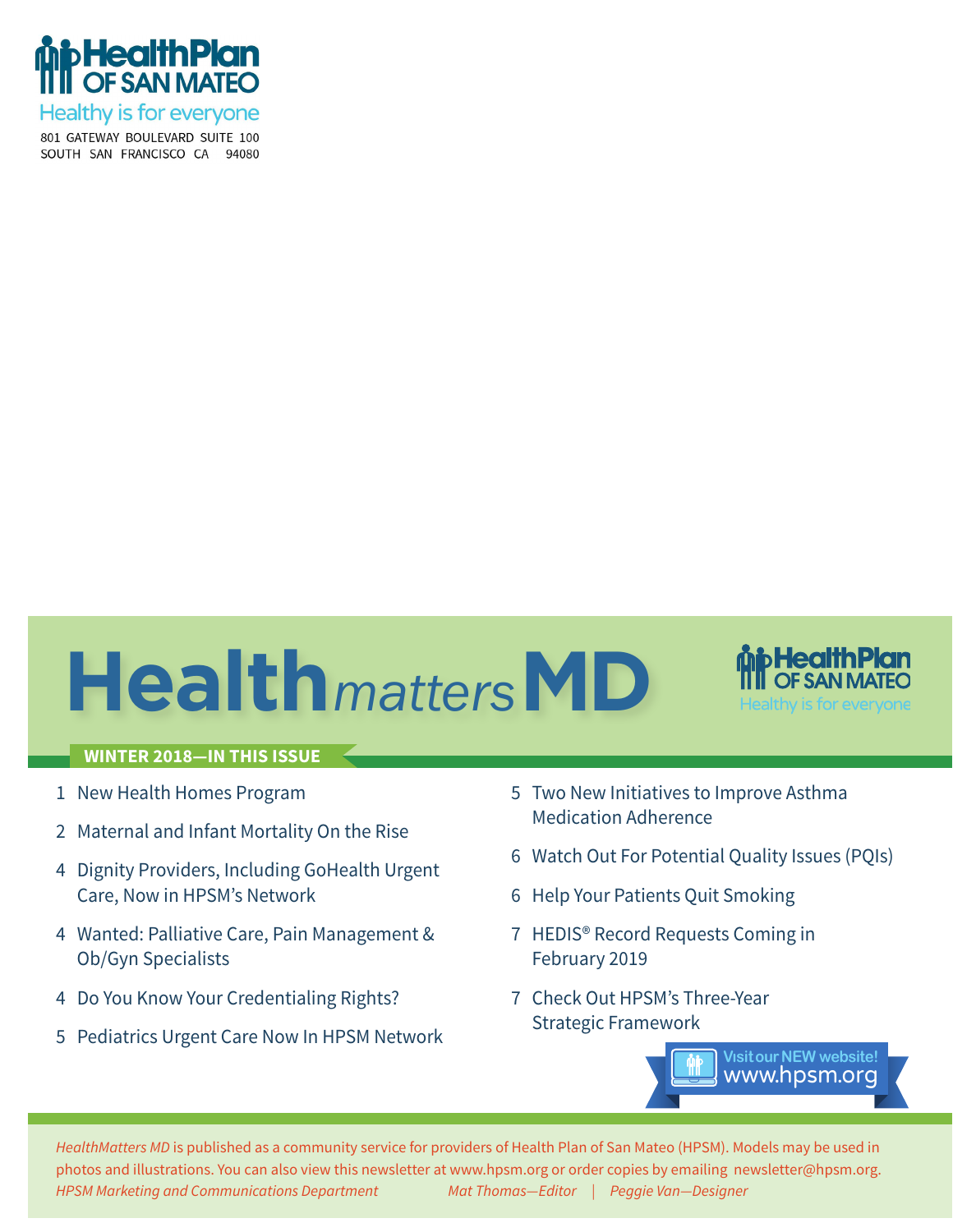**HealthPlan OF SAN MATEO**

Healthy is for everyone

801 GATEWAY BOULEVARD SUITE 100
SOUTH SAN FRANCISCO CA 94080

# Health*matters*MD

HealthPlan OF SAN MATEO
Healthy is for everyone

## WINTER 2018—IN THIS ISSUE

1 New Health Homes Program

2 Maternal and Infant Mortality On the Rise

4 Dignity Providers, Including GoHealth Urgent Care, Now in HPSM's Network

4 Wanted: Palliative Care, Pain Management & Ob/Gyn Specialists

4 Do You Know Your Credentialing Rights?

5 Pediatrics Urgent Care Now In HPSM Network

5 Two New Initiatives to Improve Asthma Medication Adherence

6 Watch Out For Potential Quality Issues (PQIs)

6 Help Your Patients Quit Smoking

7 HEDIS® Record Requests Coming in February 2019

7 Check Out HPSM's Three-Year Strategic Framework

Visit our NEW website!
www.hpsm.org

*HealthMatters MD* is published as a community service for providers of Health Plan of San Mateo (HPSM). Models may be used in photos and illustrations. You can also view this newsletter at www.hpsm.org or order copies by emailing newsletter@hpsm.org.
*HPSM Marketing and Communications Department* *Mat Thomas—Editor* | *Peggie Van—Designer*